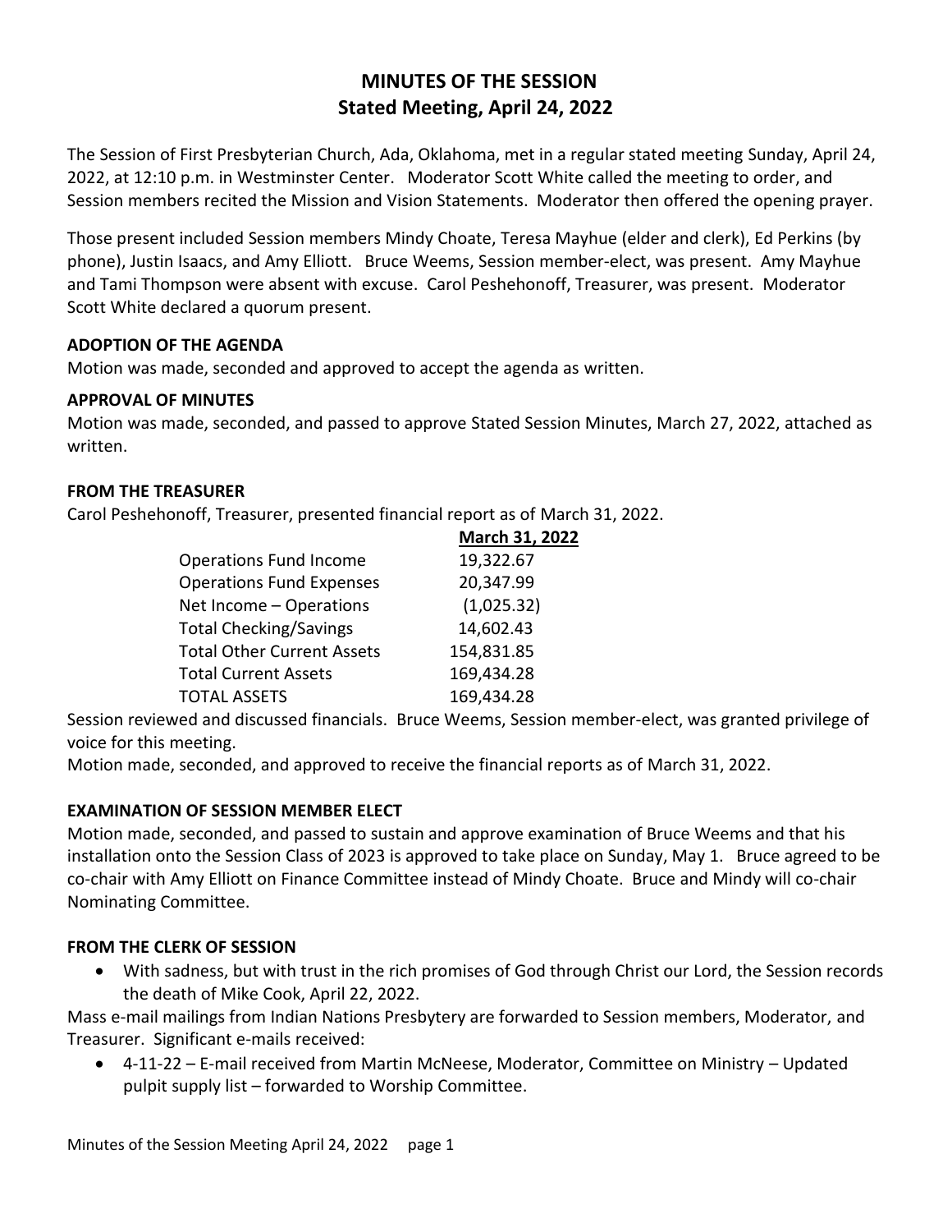# MINUTES OF THE SESSION
## Stated Meeting, April 24, 2022

The Session of First Presbyterian Church, Ada, Oklahoma, met in a regular stated meeting Sunday, April 24, 2022, at 12:10 p.m. in Westminster Center. Moderator Scott White called the meeting to order, and Session members recited the Mission and Vision Statements. Moderator then offered the opening prayer.

Those present included Session members Mindy Choate, Teresa Mayhue (elder and clerk), Ed Perkins (by phone), Justin Isaacs, and Amy Elliott. Bruce Weems, Session member-elect, was present. Amy Mayhue and Tami Thompson were absent with excuse. Carol Peshehonoff, Treasurer, was present. Moderator Scott White declared a quorum present.

### ADOPTION OF THE AGENDA

Motion was made, seconded and approved to accept the agenda as written.

### APPROVAL OF MINUTES

Motion was made, seconded, and passed to approve Stated Session Minutes, March 27, 2022, attached as written.

### FROM THE TREASURER

Carol Peshehonoff, Treasurer, presented financial report as of March 31, 2022.

| | March 31, 2022 |
|---|---|
| Operations Fund Income | 19,322.67 |
| Operations Fund Expenses | 20,347.99 |
| Net Income – Operations | (1,025.32) |
| Total Checking/Savings | 14,602.43 |
| Total Other Current Assets | 154,831.85 |
| Total Current Assets | 169,434.28 |
| TOTAL ASSETS | 169,434.28 |

Session reviewed and discussed financials. Bruce Weems, Session member-elect, was granted privilege of voice for this meeting.

Motion made, seconded, and approved to receive the financial reports as of March 31, 2022.

### EXAMINATION OF SESSION MEMBER ELECT

Motion made, seconded, and passed to sustain and approve examination of Bruce Weems and that his installation onto the Session Class of 2023 is approved to take place on Sunday, May 1. Bruce agreed to be co-chair with Amy Elliott on Finance Committee instead of Mindy Choate. Bruce and Mindy will co-chair Nominating Committee.

### FROM THE CLERK OF SESSION

- With sadness, but with trust in the rich promises of God through Christ our Lord, the Session records the death of Mike Cook, April 22, 2022.

Mass e-mail mailings from Indian Nations Presbytery are forwarded to Session members, Moderator, and Treasurer. Significant e-mails received:

- 4-11-22 – E-mail received from Martin McNeese, Moderator, Committee on Ministry – Updated pulpit supply list – forwarded to Worship Committee.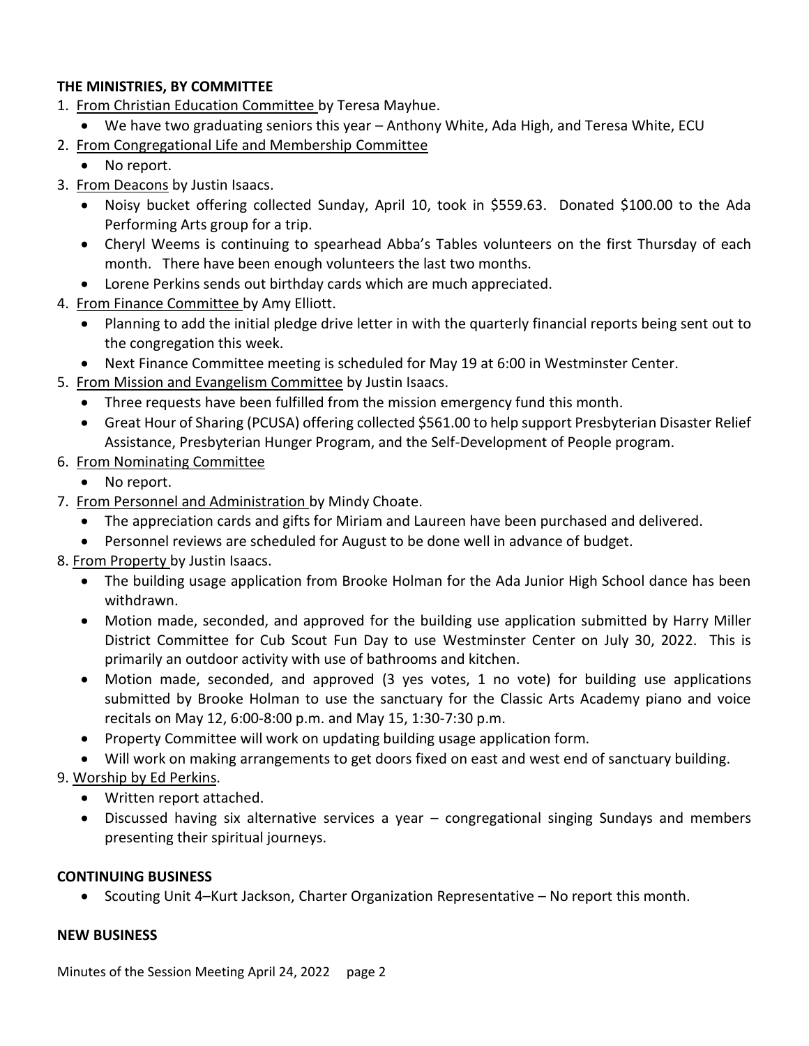**THE MINISTRIES, BY COMMITTEE**

1. From Christian Education Committee by Teresa Mayhue.
   - We have two graduating seniors this year – Anthony White, Ada High, and Teresa White, ECU
2. From Congregational Life and Membership Committee
   - No report.
3. From Deacons by Justin Isaacs.
   - Noisy bucket offering collected Sunday, April 10, took in $559.63. Donated $100.00 to the Ada Performing Arts group for a trip.
   - Cheryl Weems is continuing to spearhead Abba's Tables volunteers on the first Thursday of each month. There have been enough volunteers the last two months.
   - Lorene Perkins sends out birthday cards which are much appreciated.
4. From Finance Committee by Amy Elliott.
   - Planning to add the initial pledge drive letter in with the quarterly financial reports being sent out to the congregation this week.
   - Next Finance Committee meeting is scheduled for May 19 at 6:00 in Westminster Center.
5. From Mission and Evangelism Committee by Justin Isaacs.
   - Three requests have been fulfilled from the mission emergency fund this month.
   - Great Hour of Sharing (PCUSA) offering collected $561.00 to help support Presbyterian Disaster Relief Assistance, Presbyterian Hunger Program, and the Self-Development of People program.
6. From Nominating Committee
   - No report.
7. From Personnel and Administration by Mindy Choate.
   - The appreciation cards and gifts for Miriam and Laureen have been purchased and delivered.
   - Personnel reviews are scheduled for August to be done well in advance of budget.
8. From Property by Justin Isaacs.
   - The building usage application from Brooke Holman for the Ada Junior High School dance has been withdrawn.
   - Motion made, seconded, and approved for the building use application submitted by Harry Miller District Committee for Cub Scout Fun Day to use Westminster Center on July 30, 2022. This is primarily an outdoor activity with use of bathrooms and kitchen.
   - Motion made, seconded, and approved (3 yes votes, 1 no vote) for building use applications submitted by Brooke Holman to use the sanctuary for the Classic Arts Academy piano and voice recitals on May 12, 6:00-8:00 p.m. and May 15, 1:30-7:30 p.m.
   - Property Committee will work on updating building usage application form.
   - Will work on making arrangements to get doors fixed on east and west end of sanctuary building.
9. Worship by Ed Perkins.
   - Written report attached.
   - Discussed having six alternative services a year – congregational singing Sundays and members presenting their spiritual journeys.

**CONTINUING BUSINESS**

- Scouting Unit 4–Kurt Jackson, Charter Organization Representative – No report this month.

**NEW BUSINESS**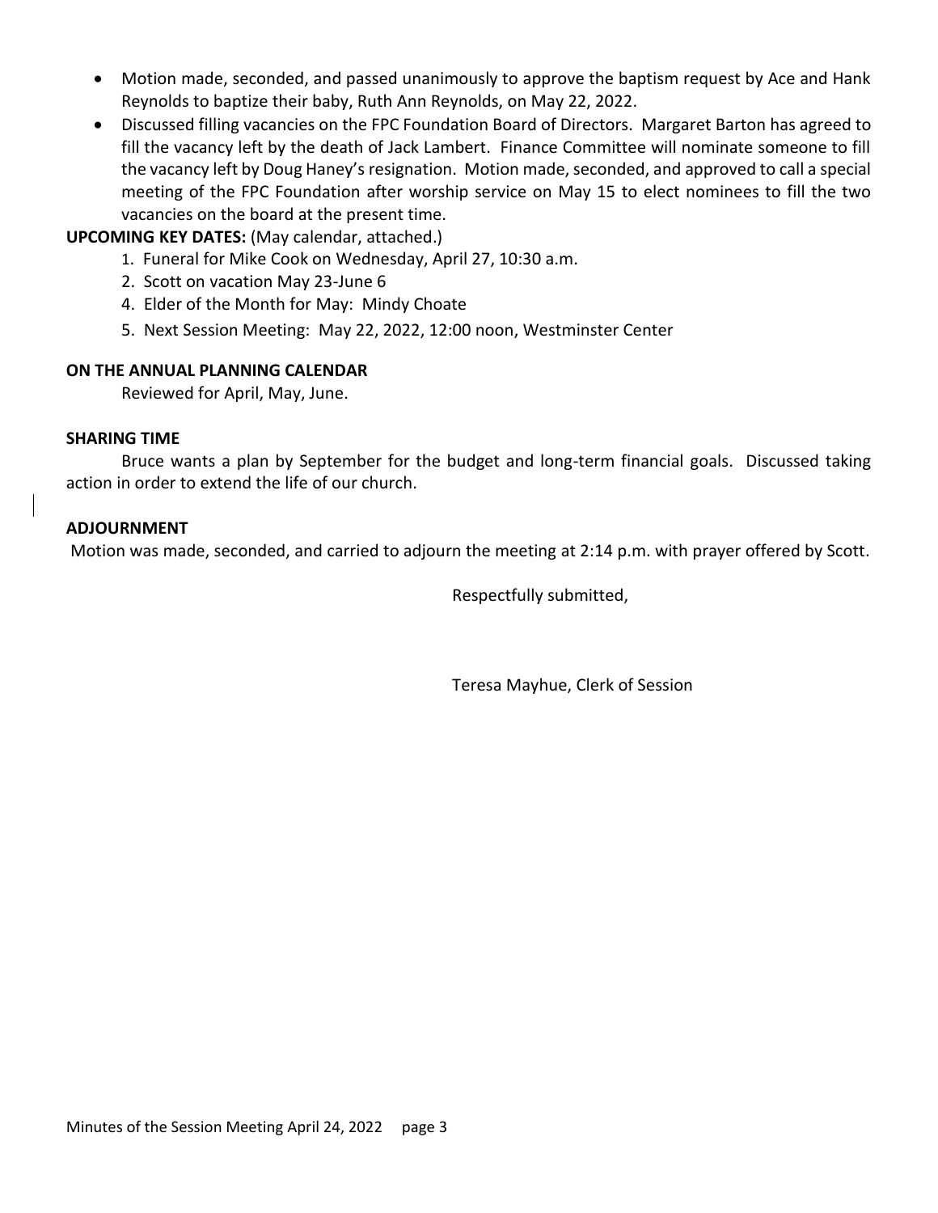- Motion made, seconded, and passed unanimously to approve the baptism request by Ace and Hank Reynolds to baptize their baby, Ruth Ann Reynolds, on May 22, 2022.
- Discussed filling vacancies on the FPC Foundation Board of Directors. Margaret Barton has agreed to fill the vacancy left by the death of Jack Lambert. Finance Committee will nominate someone to fill the vacancy left by Doug Haney's resignation. Motion made, seconded, and approved to call a special meeting of the FPC Foundation after worship service on May 15 to elect nominees to fill the two vacancies on the board at the present time.

**UPCOMING KEY DATES:** (May calendar, attached.)

1. Funeral for Mike Cook on Wednesday, April 27, 10:30 a.m.
2. Scott on vacation May 23-June 6
4. Elder of the Month for May: Mindy Choate
5. Next Session Meeting: May 22, 2022, 12:00 noon, Westminster Center

**ON THE ANNUAL PLANNING CALENDAR**

Reviewed for April, May, June.

**SHARING TIME**

Bruce wants a plan by September for the budget and long-term financial goals. Discussed taking action in order to extend the life of our church.

**ADJOURNMENT**

Motion was made, seconded, and carried to adjourn the meeting at 2:14 p.m. with prayer offered by Scott.

Respectfully submitted,

Teresa Mayhue, Clerk of Session